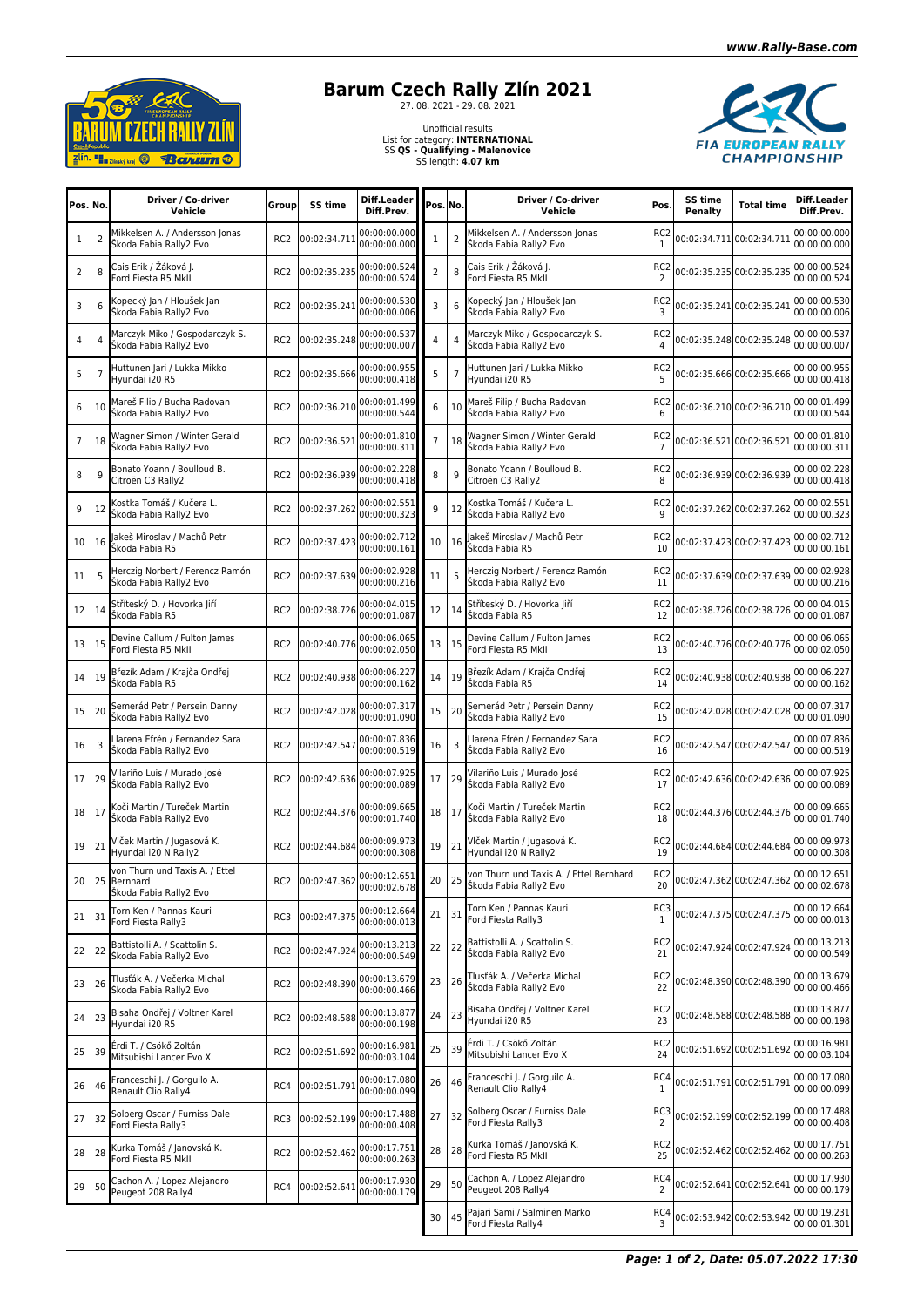# Barum Czech Rally Zlín 2021

27. 08. 2021 - 29. 08. 2021

Unofficial results
List for category: **INTERNATIONAL**
SS **QS - Qualifying - Malenovice**
SS length: **4.07 km**

| Pos. | No. | Driver / Co-driver Vehicle | Group | SS time | Diff.Leader Diff.Prev. |
|---|---|---|---|---|---|
| 1 | 2 | Mikkelsen A. / Andersson Jonas Škoda Fabia Rally2 Evo | RC2 | 00:02:34.711 | 00:00:00.000 00:00:00.000 |
| 2 | 8 | Cais Erik / Žáková J. Ford Fiesta R5 MkII | RC2 | 00:02:35.235 | 00:00:00.524 00:00:00.524 |
| 3 | 6 | Kopecký Jan / Hloušek Jan Škoda Fabia Rally2 Evo | RC2 | 00:02:35.241 | 00:00:00.530 00:00:00.006 |
| 4 | 4 | Marczyk Miko / Gospodarczyk S. Škoda Fabia Rally2 Evo | RC2 | 00:02:35.248 | 00:00:00.537 00:00:00.007 |
| 5 | 7 | Huttunen Jari / Lukka Mikko Hyundai i20 R5 | RC2 | 00:02:35.666 | 00:00:00.955 00:00:00.418 |
| 6 | 10 | Mareš Filip / Bucha Radovan Škoda Fabia Rally2 Evo | RC2 | 00:02:36.210 | 00:00:01.499 00:00:00.544 |
| 7 | 18 | Wagner Simon / Winter Gerald Škoda Fabia Rally2 Evo | RC2 | 00:02:36.521 | 00:00:01.810 00:00:00.311 |
| 8 | 9 | Bonato Yoann / Boulloud B. Citroën C3 Rally2 | RC2 | 00:02:36.939 | 00:00:02.228 00:00:00.418 |
| 9 | 12 | Kostka Tomáš / Kučera L. Škoda Fabia Rally2 Evo | RC2 | 00:02:37.262 | 00:00:02.551 00:00:00.323 |
| 10 | 16 | Jakeš Miroslav / Machů Petr Škoda Fabia R5 | RC2 | 00:02:37.423 | 00:00:02.712 00:00:00.161 |
| 11 | 5 | Herczig Norbert / Ferencz Ramón Škoda Fabia Rally2 Evo | RC2 | 00:02:37.639 | 00:00:02.928 00:00:00.216 |
| 12 | 14 | Stříteský D. / Hovorka Jiří Škoda Fabia R5 | RC2 | 00:02:38.726 | 00:00:04.015 00:00:01.087 |
| 13 | 15 | Devine Callum / Fulton James Ford Fiesta R5 MkII | RC2 | 00:02:40.776 | 00:00:06.065 00:00:02.050 |
| 14 | 19 | Březík Adam / Krajča Ondřej Škoda Fabia R5 | RC2 | 00:02:40.938 | 00:00:06.227 00:00:00.162 |
| 15 | 20 | Semerád Petr / Persein Danny Škoda Fabia Rally2 Evo | RC2 | 00:02:42.028 | 00:00:07.317 00:00:01.090 |
| 16 | 3 | Llarena Efrén / Fernandez Sara Škoda Fabia Rally2 Evo | RC2 | 00:02:42.547 | 00:00:07.836 00:00:00.519 |
| 17 | 29 | Vilariño Luis / Murado José Škoda Fabia Rally2 Evo | RC2 | 00:02:42.636 | 00:00:07.925 00:00:00.089 |
| 18 | 17 | Kočí Martin / Tureček Martin Škoda Fabia Rally2 Evo | RC2 | 00:02:44.376 | 00:00:09.665 00:00:01.740 |
| 19 | 21 | Vlček Martin / Jugasová K. Hyundai i20 N Rally2 | RC2 | 00:02:44.684 | 00:00:09.973 00:00:00.308 |
| 20 | 25 | von Thurn und Taxis A. / Ettel Bernhard Škoda Fabia Rally2 Evo | RC2 | 00:02:47.362 | 00:00:12.651 00:00:02.678 |
| 21 | 31 | Torn Ken / Pannas Kauri Ford Fiesta Rally3 | RC3 | 00:02:47.375 | 00:00:12.664 00:00:00.013 |
| 22 | 22 | Battistolli A. / Scattolin S. Škoda Fabia Rally2 Evo | RC2 | 00:02:47.924 | 00:00:13.213 00:00:00.549 |
| 23 | 26 | Tlusťák A. / Večerka Michal Škoda Fabia Rally2 Evo | RC2 | 00:02:48.390 | 00:00:13.679 00:00:00.466 |
| 24 | 23 | Bisaha Ondřej / Voltner Karel Hyundai i20 R5 | RC2 | 00:02:48.588 | 00:00:13.877 00:00:00.198 |
| 25 | 39 | Érdi T. / Csökő Zoltán Mitsubishi Lancer Evo X | RC2 | 00:02:51.692 | 00:00:16.981 00:00:03.104 |
| 26 | 46 | Franceschi J. / Gorguilo A. Renault Clio Rally4 | RC4 | 00:02:51.791 | 00:00:17.080 00:00:00.099 |
| 27 | 32 | Solberg Oscar / Furniss Dale Ford Fiesta Rally3 | RC3 | 00:02:52.199 | 00:00:17.488 00:00:00.408 |
| 28 | 28 | Kurka Tomáš / Janovská K. Ford Fiesta R5 MkII | RC2 | 00:02:52.462 | 00:00:17.751 00:00:00.263 |
| 29 | 50 | Cachon A. / Lopez Alejandro Peugeot 208 Rally4 | RC4 | 00:02:52.641 | 00:00:17.930 00:00:00.179 |

| Pos. | No. | Driver / Co-driver Vehicle | Pos. | SS time Penalty | Total time | Diff.Leader Diff.Prev. |
|---|---|---|---|---|---|---|
| 1 | 2 | Mikkelsen A. / Andersson Jonas Škoda Fabia Rally2 Evo | RC2 1 | 00:02:34.711 | 00:02:34.711 | 00:00:00.000 00:00:00.000 |
| 2 | 8 | Cais Erik / Žáková J. Ford Fiesta R5 MkII | RC2 2 | 00:02:35.235 | 00:02:35.235 | 00:00:00.524 00:00:00.524 |
| 3 | 6 | Kopecký Jan / Hloušek Jan Škoda Fabia Rally2 Evo | RC2 3 | 00:02:35.241 | 00:02:35.241 | 00:00:00.530 00:00:00.006 |
| 4 | 4 | Marczyk Miko / Gospodarczyk S. Škoda Fabia Rally2 Evo | RC2 4 | 00:02:35.248 | 00:02:35.248 | 00:00:00.537 00:00:00.007 |
| 5 | 7 | Huttunen Jari / Lukka Mikko Hyundai i20 R5 | RC2 5 | 00:02:35.666 | 00:02:35.666 | 00:00:00.955 00:00:00.418 |
| 6 | 10 | Mareš Filip / Bucha Radovan Škoda Fabia Rally2 Evo | RC2 6 | 00:02:36.210 | 00:02:36.210 | 00:00:01.499 00:00:00.544 |
| 7 | 18 | Wagner Simon / Winter Gerald Škoda Fabia Rally2 Evo | RC2 7 | 00:02:36.521 | 00:02:36.521 | 00:00:01.810 00:00:00.311 |
| 8 | 9 | Bonato Yoann / Boulloud B. Citroën C3 Rally2 | RC2 8 | 00:02:36.939 | 00:02:36.939 | 00:00:02.228 00:00:00.418 |
| 9 | 12 | Kostka Tomáš / Kučera L. Škoda Fabia Rally2 Evo | RC2 9 | 00:02:37.262 | 00:02:37.262 | 00:00:02.551 00:00:00.323 |
| 10 | 16 | Jakeš Miroslav / Machů Petr Škoda Fabia R5 | RC2 10 | 00:02:37.423 | 00:02:37.423 | 00:00:02.712 00:00:00.161 |
| 11 | 5 | Herczig Norbert / Ferencz Ramón Škoda Fabia Rally2 Evo | RC2 11 | 00:02:37.639 | 00:02:37.639 | 00:00:02.928 00:00:00.216 |
| 12 | 14 | Střítesky D. / Hovorka Jiří Škoda Fabia R5 | RC2 12 | 00:02:38.726 | 00:02:38.726 | 00:00:04.015 00:00:01.087 |
| 13 | 15 | Devine Callum / Fulton James Ford Fiesta R5 MkII | RC2 13 | 00:02:40.776 | 00:02:40.776 | 00:00:06.065 00:00:02.050 |
| 14 | 19 | Březík Adam / Krajča Ondřej Škoda Fabia R5 | RC2 14 | 00:02:40.938 | 00:02:40.938 | 00:00:06.227 00:00:00.162 |
| 15 | 20 | Semerád Petr / Persein Danny Škoda Fabia Rally2 Evo | RC2 15 | 00:02:42.028 | 00:02:42.028 | 00:00:07.317 00:00:01.090 |
| 16 | 3 | Llarena Efrén / Fernandez Sara Škoda Fabia Rally2 Evo | RC2 16 | 00:02:42.547 | 00:02:42.547 | 00:00:07.836 00:00:00.519 |
| 17 | 29 | Vilariño Luis / Murado José Škoda Fabia Rally2 Evo | RC2 17 | 00:02:42.636 | 00:02:42.636 | 00:00:07.925 00:00:00.089 |
| 18 | 17 | Kočí Martin / Tureček Martin Škoda Fabia Rally2 Evo | RC2 18 | 00:02:44.376 | 00:02:44.376 | 00:00:09.665 00:00:01.740 |
| 19 | 21 | Vlček Martin / Jugasová K. Hyundai i20 N Rally2 | RC2 19 | 00:02:44.684 | 00:02:44.684 | 00:00:09.973 00:00:00.308 |
| 20 | 25 | von Thurn und Taxis A. / Ettel Bernhard Škoda Fabia Rally2 Evo | RC2 20 | 00:02:47.362 | 00:02:47.362 | 00:00:12.651 00:00:02.678 |
| 21 | 31 | Torn Ken / Pannas Kauri Ford Fiesta Rally3 | RC3 1 | 00:02:47.375 | 00:02:47.375 | 00:00:12.664 00:00:00.013 |
| 22 | 22 | Battistolli A. / Scattolin S. Škoda Fabia Rally2 Evo | RC2 21 | 00:02:47.924 | 00:02:47.924 | 00:00:13.213 00:00:00.549 |
| 23 | 26 | Tlusťák A. / Večerka Michal Škoda Fabia Rally2 Evo | RC2 22 | 00:02:48.390 | 00:02:48.390 | 00:00:13.679 00:00:00.466 |
| 24 | 23 | Bisaha Ondřej / Voltner Karel Hyundai i20 R5 | RC2 23 | 00:02:48.588 | 00:02:48.588 | 00:00:13.877 00:00:00.198 |
| 25 | 39 | Érdi T. / Csökő Zoltán Mitsubishi Lancer Evo X | RC2 24 | 00:02:51.692 | 00:02:51.692 | 00:00:16.981 00:00:03.104 |
| 26 | 46 | Franceschi J. / Gorguilo A. Renault Clio Rally4 | RC4 1 | 00:02:51.791 | 00:02:51.791 | 00:00:17.080 00:00:00.099 |
| 27 | 32 | Solberg Oscar / Furniss Dale Ford Fiesta Rally3 | RC3 2 | 00:02:52.199 | 00:02:52.199 | 00:00:17.488 00:00:00.408 |
| 28 | 28 | Kurka Tomáš / Janovská K. Ford Fiesta R5 MkII | RC2 25 | 00:02:52.462 | 00:02:52.462 | 00:00:17.751 00:00:00.263 |
| 29 | 50 | Cachon A. / Lopez Alejandro Peugeot 208 Rally4 | RC4 2 | 00:02:52.641 | 00:02:52.641 | 00:00:17.930 00:00:00.179 |
| 30 | 45 | Pajari Sami / Salminen Marko Ford Fiesta Rally4 | RC4 3 | 00:02:53.942 | 00:02:53.942 | 00:00:19.231 00:00:01.301 |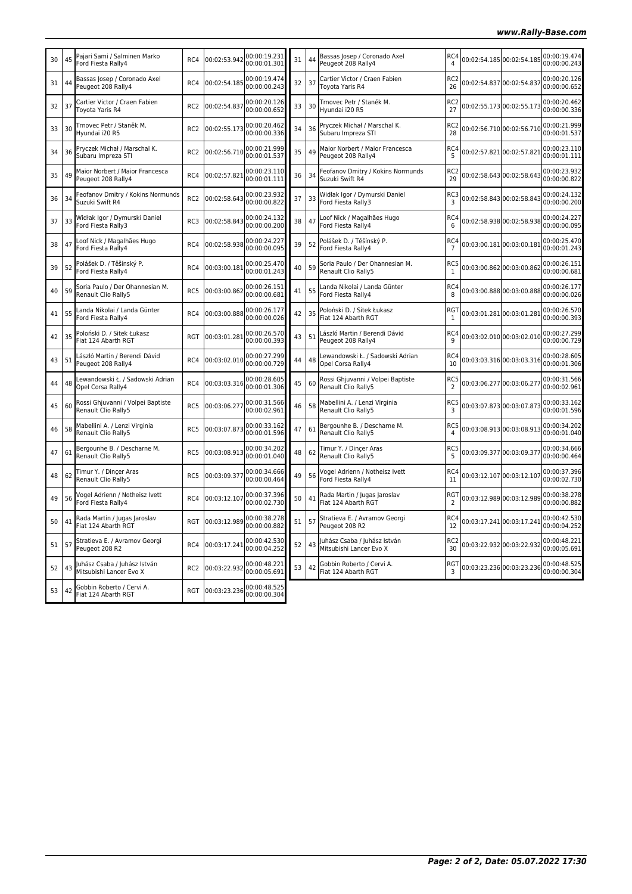| | | | | | | |
|---|---|---|---|---|---|---|
| 30 | 45 | Pajari Sami / Salminen Marko<br>Ford Fiesta Rally4 | RC4 | 00:02:53.942 | 00:00:19.231<br>00:00:01.301 |
| 31 | 44 | Bassas Josep / Coronado Axel<br>Peugeot 208 Rally4 | RC4 | 00:02:54.185 | 00:00:19.474<br>00:00:00.243 |
| 32 | 37 | Cartier Victor / Craen Fabien<br>Toyota Yaris R4 | RC2 | 00:02:54.837 | 00:00:20.126<br>00:00:00.652 |
| 33 | 30 | Trnovec Petr / Staněk M.<br>Hyundai i20 R5 | RC2 | 00:02:55.173 | 00:00:20.462<br>00:00:00.336 |
| 34 | 36 | Pryczek Michał / Marschal K.<br>Subaru Impreza STI | RC2 | 00:02:56.710 | 00:00:21.999<br>00:00:01.537 |
| 35 | 49 | Maior Norbert / Maior Francesca<br>Peugeot 208 Rally4 | RC4 | 00:02:57.821 | 00:00:23.110<br>00:00:01.111 |
| 36 | 34 | Feofanov Dmitry / Kokins Normunds<br>Suzuki Swift R4 | RC2 | 00:02:58.643 | 00:00:23.932<br>00:00:00.822 |
| 37 | 33 | Widłak Igor / Dymurski Daniel<br>Ford Fiesta Rally3 | RC3 | 00:02:58.843 | 00:00:24.132<br>00:00:00.200 |
| 38 | 47 | Loof Nick / Magalhães Hugo<br>Ford Fiesta Rally4 | RC4 | 00:02:58.938 | 00:00:24.227<br>00:00:00.095 |
| 39 | 52 | Polášek D. / Těšínský P.<br>Ford Fiesta Rally4 | RC4 | 00:03:00.181 | 00:00:25.470<br>00:00:01.243 |
| 40 | 59 | Soria Paulo / Der Ohannesian M.<br>Renault Clio Rally5 | RC5 | 00:03:00.862 | 00:00:26.151<br>00:00:00.681 |
| 41 | 55 | Landa Nikolai / Landa Günter<br>Ford Fiesta Rally4 | RC4 | 00:03:00.888 | 00:00:26.177<br>00:00:00.026 |
| 42 | 35 | Poloński D. / Sitek Łukasz<br>Fiat 124 Abarth RGT | RGT | 00:03:01.281 | 00:00:26.570<br>00:00:00.393 |
| 43 | 51 | László Martin / Berendi Dávid<br>Peugeot 208 Rally4 | RC4 | 00:03:02.010 | 00:00:27.299<br>00:00:00.729 |
| 44 | 48 | Lewandowski Ł. / Sadowski Adrian<br>Opel Corsa Rally4 | RC4 | 00:03:03.316 | 00:00:28.605<br>00:00:01.306 |
| 45 | 60 | Rossi Ghjuvanni / Volpei Baptiste<br>Renault Clio Rally5 | RC5 | 00:03:06.277 | 00:00:31.566<br>00:00:02.961 |
| 46 | 58 | Mabellini A. / Lenzi Virginia<br>Renault Clio Rally5 | RC5 | 00:03:07.873 | 00:00:33.162<br>00:00:01.596 |
| 47 | 61 | Bergounhe B. / Descharne M.<br>Renault Clio Rally5 | RC5 | 00:03:08.913 | 00:00:34.202<br>00:00:01.040 |
| 48 | 62 | Timur Y. / Dinçer Aras<br>Renault Clio Rally5 | RC5 | 00:03:09.377 | 00:00:34.666<br>00:00:00.464 |
| 49 | 56 | Vogel Adrienn / Notheisz Ivett<br>Ford Fiesta Rally4 | RC4 | 00:03:12.107 | 00:00:37.396<br>00:00:02.730 |
| 50 | 41 | Rada Martin / Jugas Jaroslav<br>Fiat 124 Abarth RGT | RGT | 00:03:12.989 | 00:00:38.278<br>00:00:00.882 |
| 51 | 57 | Stratieva E. / Avramov Georgi<br>Peugeot 208 R2 | RC4 | 00:03:17.241 | 00:00:42.530<br>00:00:04.252 |
| 52 | 43 | Juhász Csaba / Juhász István<br>Mitsubishi Lancer Evo X | RC2 | 00:03:22.932 | 00:00:48.221<br>00:00:05.691 |
| 53 | 42 | Gobbin Roberto / Cervi A.<br>Fiat 124 Abarth RGT | RGT | 00:03:23.236 | 00:00:48.525<br>00:00:00.304 |

| | | | | | | |
|---|---|---|---|---|---|---|
| 31 | 44 | Bassas Josep / Coronado Axel<br>Peugeot 208 Rally4 | RC4<br>4 | 00:02:54.185 | 00:02:54.185 | 00:00:19.474<br>00:00:00.243 |
| 32 | 37 | Cartier Victor / Craen Fabien<br>Toyota Yaris R4 | RC2<br>26 | 00:02:54.837 | 00:02:54.837 | 00:00:20.126<br>00:00:00.652 |
| 33 | 30 | Trnovec Petr / Staněk M.<br>Hyundai i20 R5 | RC2<br>27 | 00:02:55.173 | 00:02:55.173 | 00:00:20.462<br>00:00:00.336 |
| 34 | 36 | Pryczek Michał / Marschal K.<br>Subaru Impreza STI | RC2<br>28 | 00:02:56.710 | 00:02:56.710 | 00:00:21.999<br>00:00:01.537 |
| 35 | 49 | Maior Norbert / Maior Francesca<br>Peugeot 208 Rally4 | RC4<br>5 | 00:02:57.821 | 00:02:57.821 | 00:00:23.110<br>00:00:01.111 |
| 36 | 34 | Feofanov Dmitry / Kokins Normunds<br>Suzuki Swift R4 | RC2<br>29 | 00:02:58.643 | 00:02:58.643 | 00:00:23.932<br>00:00:00.822 |
| 37 | 33 | Widłak Igor / Dymurski Daniel<br>Ford Fiesta Rally3 | RC3<br>3 | 00:02:58.843 | 00:02:58.843 | 00:00:24.132<br>00:00:00.200 |
| 38 | 47 | Loof Nick / Magalhães Hugo<br>Ford Fiesta Rally4 | RC4<br>6 | 00:02:58.938 | 00:02:58.938 | 00:00:24.227<br>00:00:00.095 |
| 39 | 52 | Polášek D. / Těšínský P.<br>Ford Fiesta Rally4 | RC4<br>7 | 00:03:00.181 | 00:03:00.181 | 00:00:25.470<br>00:00:01.243 |
| 40 | 59 | Soria Paulo / Der Ohannesian M.<br>Renault Clio Rally5 | RC5<br>1 | 00:03:00.862 | 00:03:00.862 | 00:00:26.151<br>00:00:00.681 |
| 41 | 55 | Landa Nikolai / Landa Günter<br>Ford Fiesta Rally4 | RC4<br>8 | 00:03:00.888 | 00:03:00.888 | 00:00:26.177<br>00:00:00.026 |
| 42 | 35 | Poloński D. / Sitek Łukasz<br>Fiat 124 Abarth RGT | RGT<br>1 | 00:03:01.281 | 00:03:01.281 | 00:00:26.570<br>00:00:00.393 |
| 43 | 51 | László Martin / Berendi Dávid<br>Peugeot 208 Rally4 | RC4<br>9 | 00:03:02.010 | 00:03:02.010 | 00:00:27.299<br>00:00:00.729 |
| 44 | 48 | Lewandowski Ł. / Sadowski Adrian<br>Opel Corsa Rally4 | RC4<br>10 | 00:03:03.316 | 00:03:03.316 | 00:00:28.605<br>00:00:01.306 |
| 45 | 60 | Rossi Ghjuvanni / Volpei Baptiste<br>Renault Clio Rally5 | RC5<br>2 | 00:03:06.277 | 00:03:06.277 | 00:00:31.566<br>00:00:02.961 |
| 46 | 58 | Mabellini A. / Lenzi Virginia<br>Renault Clio Rally5 | RC5<br>3 | 00:03:07.873 | 00:03:07.873 | 00:00:33.162<br>00:00:01.596 |
| 47 | 61 | Bergounhe B. / Descharne M.<br>Renault Clio Rally5 | RC5<br>4 | 00:03:08.913 | 00:03:08.913 | 00:00:34.202<br>00:00:01.040 |
| 48 | 62 | Timur Y. / Dinçer Aras<br>Renault Clio Rally5 | RC5<br>5 | 00:03:09.377 | 00:03:09.377 | 00:00:34.666<br>00:00:00.464 |
| 49 | 56 | Vogel Adrienn / Notheisz Ivett<br>Ford Fiesta Rally4 | RC4<br>11 | 00:03:12.107 | 00:03:12.107 | 00:00:37.396<br>00:00:02.730 |
| 50 | 41 | Rada Martin / Jugas Jaroslav<br>Fiat 124 Abarth RGT | RGT<br>2 | 00:03:12.989 | 00:03:12.989 | 00:00:38.278<br>00:00:00.882 |
| 51 | 57 | Stratieva E. / Avramov Georgi<br>Peugeot 208 R2 | RC4<br>12 | 00:03:17.241 | 00:03:17.241 | 00:00:42.530<br>00:00:04.252 |
| 52 | 43 | Juhász Csaba / Juhász István<br>Mitsubishi Lancer Evo X | RC2<br>30 | 00:03:22.932 | 00:03:22.932 | 00:00:48.221<br>00:00:05.691 |
| 53 | 42 | Gobbin Roberto / Cervi A.<br>Fiat 124 Abarth RGT | RGT<br>3 | 00:03:23.236 | 00:03:23.236 | 00:00:48.525<br>00:00:00.304 |